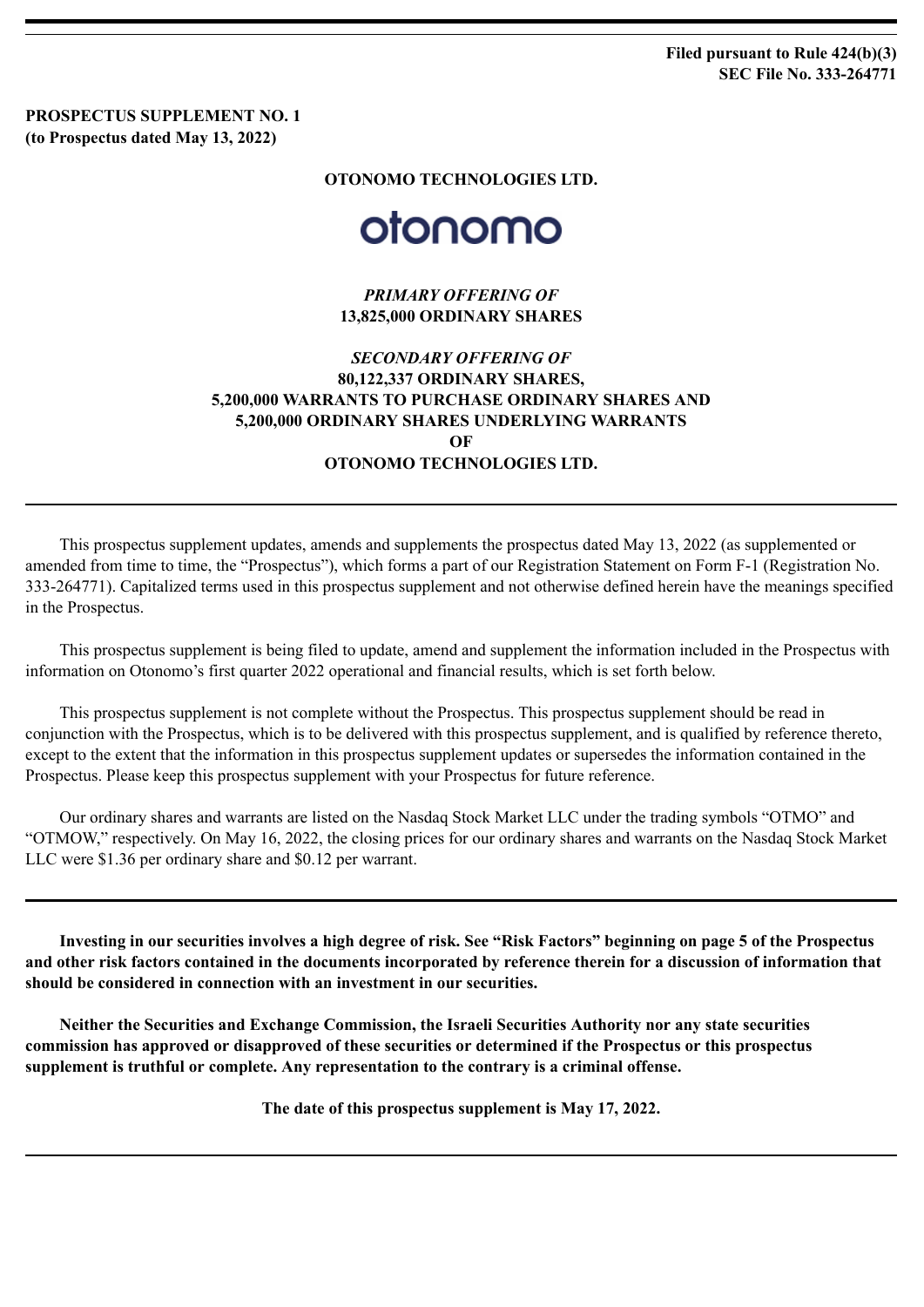**Filed pursuant to Rule 424(b)(3)**
**SEC File No. 333-264771**

**PROSPECTUS SUPPLEMENT NO. 1**
**(to Prospectus dated May 13, 2022)**

**OTONOMO TECHNOLOGIES LTD.**

otonomo

***PRIMARY OFFERING OF***
**13,825,000 ORDINARY SHARES**

***SECONDARY OFFERING OF***
**80,122,337 ORDINARY SHARES,**
**5,200,000 WARRANTS TO PURCHASE ORDINARY SHARES AND**
**5,200,000 ORDINARY SHARES UNDERLYING WARRANTS**
**OF**
**OTONOMO TECHNOLOGIES LTD.**

---

This prospectus supplement updates, amends and supplements the prospectus dated May 13, 2022 (as supplemented or amended from time to time, the "Prospectus"), which forms a part of our Registration Statement on Form F-1 (Registration No. 333-264771). Capitalized terms used in this prospectus supplement and not otherwise defined herein have the meanings specified in the Prospectus.

This prospectus supplement is being filed to update, amend and supplement the information included in the Prospectus with information on Otonomo's first quarter 2022 operational and financial results, which is set forth below.

This prospectus supplement is not complete without the Prospectus. This prospectus supplement should be read in conjunction with the Prospectus, which is to be delivered with this prospectus supplement, and is qualified by reference thereto, except to the extent that the information in this prospectus supplement updates or supersedes the information contained in the Prospectus. Please keep this prospectus supplement with your Prospectus for future reference.

Our ordinary shares and warrants are listed on the Nasdaq Stock Market LLC under the trading symbols "OTMO" and "OTMOW," respectively. On May 16, 2022, the closing prices for our ordinary shares and warrants on the Nasdaq Stock Market LLC were $1.36 per ordinary share and $0.12 per warrant.

---

**Investing in our securities involves a high degree of risk. See "Risk Factors" beginning on page 5 of the Prospectus and other risk factors contained in the documents incorporated by reference therein for a discussion of information that should be considered in connection with an investment in our securities.**

**Neither the Securities and Exchange Commission, the Israeli Securities Authority nor any state securities commission has approved or disapproved of these securities or determined if the Prospectus or this prospectus supplement is truthful or complete. Any representation to the contrary is a criminal offense.**

**The date of this prospectus supplement is May 17, 2022.**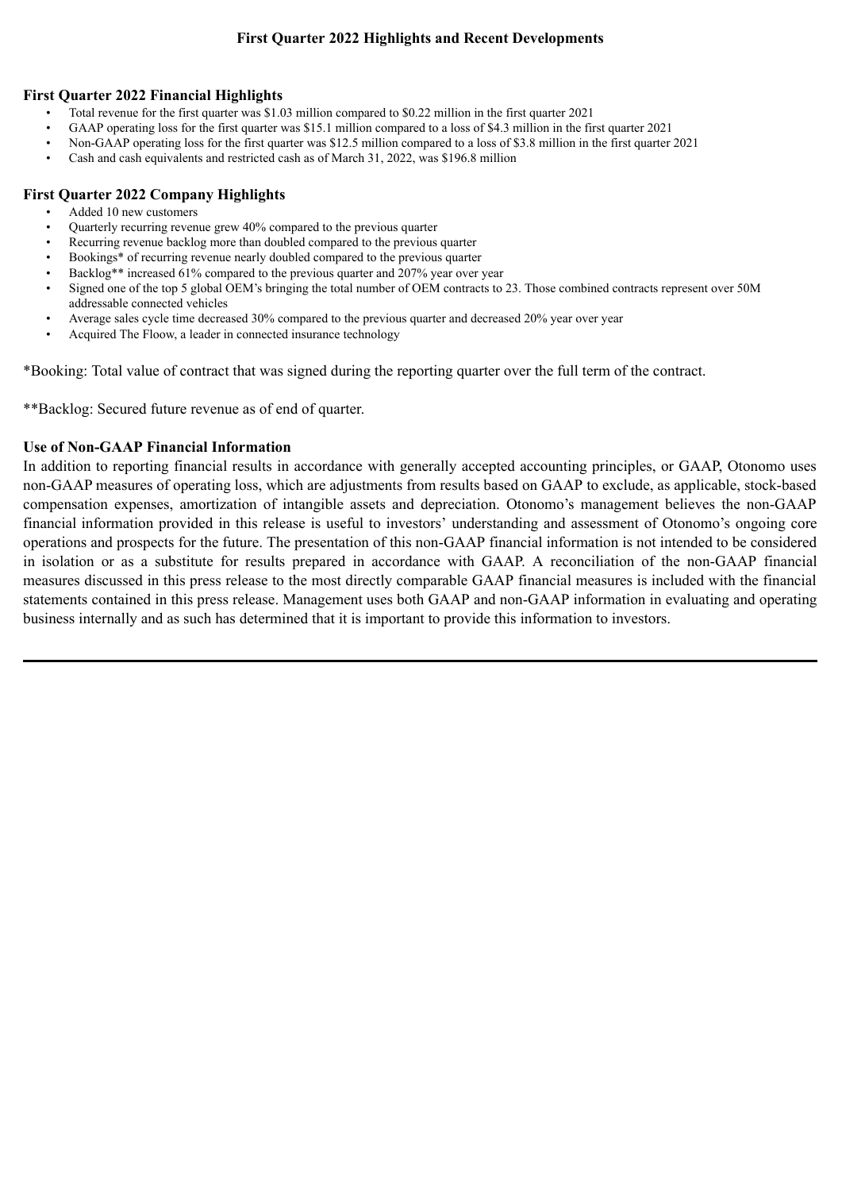## First Quarter 2022 Highlights and Recent Developments

### First Quarter 2022 Financial Highlights

- Total revenue for the first quarter was $1.03 million compared to $0.22 million in the first quarter 2021
- GAAP operating loss for the first quarter was $15.1 million compared to a loss of $4.3 million in the first quarter 2021
- Non-GAAP operating loss for the first quarter was $12.5 million compared to a loss of $3.8 million in the first quarter 2021
- Cash and cash equivalents and restricted cash as of March 31, 2022, was $196.8 million

### First Quarter 2022 Company Highlights

- Added 10 new customers
- Quarterly recurring revenue grew 40% compared to the previous quarter
- Recurring revenue backlog more than doubled compared to the previous quarter
- Bookings* of recurring revenue nearly doubled compared to the previous quarter
- Backlog** increased 61% compared to the previous quarter and 207% year over year
- Signed one of the top 5 global OEM's bringing the total number of OEM contracts to 23. Those combined contracts represent over 50M addressable connected vehicles
- Average sales cycle time decreased 30% compared to the previous quarter and decreased 20% year over year
- Acquired The Floow, a leader in connected insurance technology

*Booking: Total value of contract that was signed during the reporting quarter over the full term of the contract.

**Backlog: Secured future revenue as of end of quarter.

### Use of Non-GAAP Financial Information

In addition to reporting financial results in accordance with generally accepted accounting principles, or GAAP, Otonomo uses non-GAAP measures of operating loss, which are adjustments from results based on GAAP to exclude, as applicable, stock-based compensation expenses, amortization of intangible assets and depreciation. Otonomo's management believes the non-GAAP financial information provided in this release is useful to investors' understanding and assessment of Otonomo's ongoing core operations and prospects for the future. The presentation of this non-GAAP financial information is not intended to be considered in isolation or as a substitute for results prepared in accordance with GAAP. A reconciliation of the non-GAAP financial measures discussed in this press release to the most directly comparable GAAP financial measures is included with the financial statements contained in this press release. Management uses both GAAP and non-GAAP information in evaluating and operating business internally and as such has determined that it is important to provide this information to investors.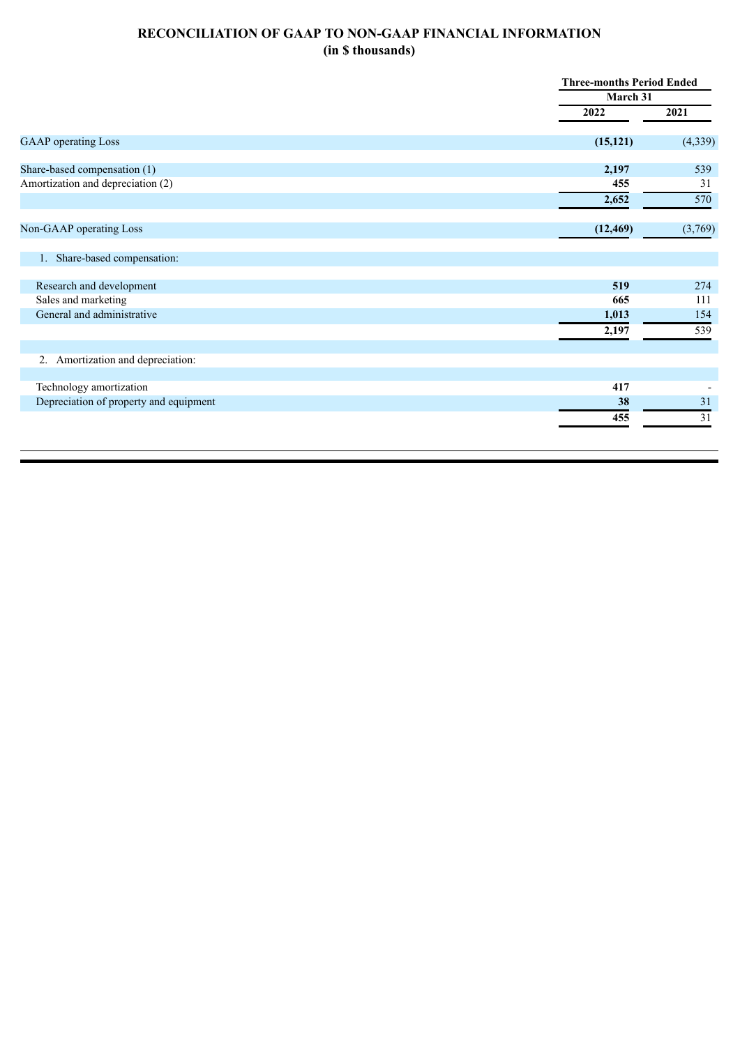# RECONCILIATION OF GAAP TO NON-GAAP FINANCIAL INFORMATION
## (in $ thousands)

| | Three-months Period Ended March 31 | |
|---|---|---|
| | **2022** | **2021** |
| GAAP operating Loss | **(15,121)** | (4,339) |
| | | |
| Share-based compensation (1) | **2,197** | 539 |
| Amortization and depreciation (2) | **455** | 31 |
| | **2,652** | 570 |
| | | |
| Non-GAAP operating Loss | **(12,469)** | (3,769) |
| | | |
| 1. Share-based compensation: | | |
| | | |
| Research and development | **519** | 274 |
| Sales and marketing | **665** | 111 |
| General and administrative | **1,013** | 154 |
| | **2,197** | 539 |
| | | |
| 2. Amortization and depreciation: | | |
| | | |
| Technology amortization | **417** | - |
| Depreciation of property and equipment | **38** | 31 |
| | **455** | 31 |